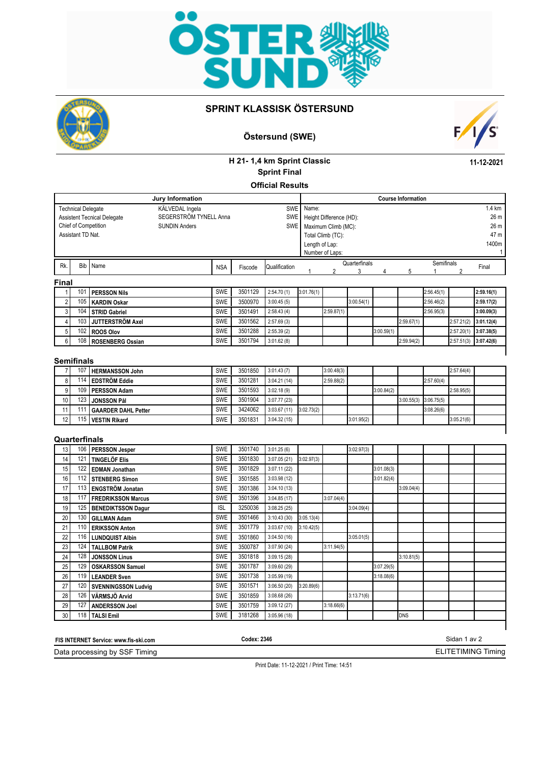# SPRINT KLASSISK ÖSTERSUND

## Östersund (SWE)

### H 21- 1,4 km Sprint Classic
### Sprint Final
### Official Results

11-12-2021

| Jury Information | | | Course Information | |
|---|---|---|---|---|
| Technical Delegate | KÄLVEDAL Ingela | SWE | Name: | 1.4 km |
| Assistent Tecnical Delegate | SEGERSTRÖM TYNELL Anna | SWE | Height Difference (HD): | 26 m |
| Chief of Competition | SUNDIN Anders | SWE | Maximum Climb (MC): | 26 m |
| Assistant TD Nat. | | | Total Climb (TC): | 47 m |
| | | | Length of Lap: | 1400m |
| | | | Number of Laps: | 1 |

| Rk. | Bib | Name | NSA | Fiscode | Qualification | Quarterfinals 1 | Quarterfinals 2 | Quarterfinals 3 | Quarterfinals 4 | Quarterfinals 5 | Semifinals 1 | Semifinals 2 | Final |
|---|---|---|---|---|---|---|---|---|---|---|---|---|---|
| **Final** | | | | | | | | | | | | | |
| 1 | 101 | **PERSSON Nils** | SWE | 3501129 | 2:54.70 (1) | 3:01.76(1) | | | | | 2:56.45(1) | | **2:59.16(1)** |
| 2 | 105 | **KARDIN Oskar** | SWE | 3500970 | 3:00.45 (5) | | | 3:00.54(1) | | | 2:56.46(2) | | **2:59.17(2)** |
| 3 | 104 | **STRID Gabriel** | SWE | 3501491 | 2:58.43 (4) | | 2:59.87(1) | | | | 2:56.95(3) | | **3:00.09(3)** |
| 4 | 103 | **JUTTERSTRÖM Axel** | SWE | 3501562 | 2:57.69 (3) | | | | | 2:59.67(1) | | 2:57.21(2) | **3:01.12(4)** |
| 5 | 102 | **ROOS Olov** | SWE | 3501288 | 2:55.39 (2) | | | | 3:00.59(1) | | | 2:57.20(1) | **3:07.38(5)** |
| 6 | 108 | **ROSENBERG Ossian** | SWE | 3501794 | 3:01.62 (8) | | | | | 2:59.94(2) | | 2:57.51(3) | **3:07.42(6)** |
| **Semifinals** | | | | | | | | | | | | | |
| 7 | 107 | **HERMANSSON John** | SWE | 3501850 | 3:01.43 (7) | | 3:00.48(3) | | | | | 2:57.64(4) | |
| 8 | 114 | **EDSTRÖM Eddie** | SWE | 3501281 | 3:04.21 (14) | | 2:59.88(2) | | | | 2:57.60(4) | | |
| 9 | 109 | **PERSSON Adam** | SWE | 3501593 | 3:02.18 (9) | | | | 3:00.84(2) | | | 2:58.95(5) | |
| 10 | 123 | **JONSSON Pål** | SWE | 3501904 | 3:07.77 (23) | | | | | 3:00.55(3) | 3:06.75(5) | | |
| 11 | 111 | **GAARDER DAHL Petter** | SWE | 3424062 | 3:03.67 (11) | 3:02.73(2) | | | | | 3:08.26(6) | | |
| 12 | 115 | **VESTIN Rikard** | SWE | 3501831 | 3:04.32 (15) | | | 3:01.95(2) | | | | 3:05.21(6) | |
| **Quarterfinals** | | | | | | | | | | | | | |
| 13 | 106 | **PERSSON Jesper** | SWE | 3501740 | 3:01.25 (6) | | | 3:02.97(3) | | | | | |
| 14 | 121 | **TINGELÖF Elis** | SWE | 3501830 | 3:07.05 (21) | 3:02.97(3) | | | | | | | |
| 15 | 122 | **EDMAN Jonathan** | SWE | 3501829 | 3:07.11 (22) | | | | 3:01.08(3) | | | | |
| 16 | 112 | **STENBERG Simon** | SWE | 3501585 | 3:03.98 (12) | | | | 3:01.82(4) | | | | |
| 17 | 113 | **ENGSTRÖM Jonatan** | SWE | 3501386 | 3:04.10 (13) | | | | | 3:09.04(4) | | | |
| 18 | 117 | **FREDRIKSSON Marcus** | SWE | 3501396 | 3:04.85 (17) | | 3:07.04(4) | | | | | | |
| 19 | 125 | **BENEDIKTSSON Dagur** | ISL | 3250036 | 3:08.25 (25) | | | 3:04.09(4) | | | | | |
| 20 | 130 | **GILLMAN Adam** | SWE | 3501466 | 3:10.43 (30) | 3:05.13(4) | | | | | | | |
| 21 | 110 | **ERIKSSON Anton** | SWE | 3501779 | 3:03.67 (10) | 3:10.42(5) | | | | | | | |
| 22 | 116 | **LUNDQUIST Albin** | SWE | 3501860 | 3:04.50 (16) | | | 3:05.01(5) | | | | | |
| 23 | 124 | **TALLBOM Patrik** | SWE | 3500787 | 3:07.90 (24) | | 3:11.94(5) | | | | | | |
| 24 | 128 | **JONSSON Linus** | SWE | 3501818 | 3:09.15 (28) | | | | | 3:10.81(5) | | | |
| 25 | 129 | **OSKARSSON Samuel** | SWE | 3501787 | 3:09.60 (29) | | | | 3:07.29(5) | | | | |
| 26 | 119 | **LEANDER Sven** | SWE | 3501738 | 3:05.99 (19) | | | | 3:18.08(6) | | | | |
| 27 | 120 | **SVENNINGSSON Ludvig** | SWE | 3501571 | 3:06.50 (20) | 3:20.89(6) | | | | | | | |
| 28 | 126 | **VÄRMSJÖ Arvid** | SWE | 3501859 | 3:08.68 (26) | | | 3:13.71(6) | | | | | |
| 29 | 127 | **ANDERSSON Joel** | SWE | 3501759 | 3:09.12 (27) | | 3:18.66(6) | | | | | | |
| 30 | 118 | **TALSI Emil** | SWE | 3181268 | 3:05.96 (18) | | | | | DNS | | | |

FIS INTERNET Service: www.fis-ski.com | Codex: 2346

Data processing by SSF Timing | ELITETIMING Timing

Print Date: 11-12-2021 / Print Time: 14:51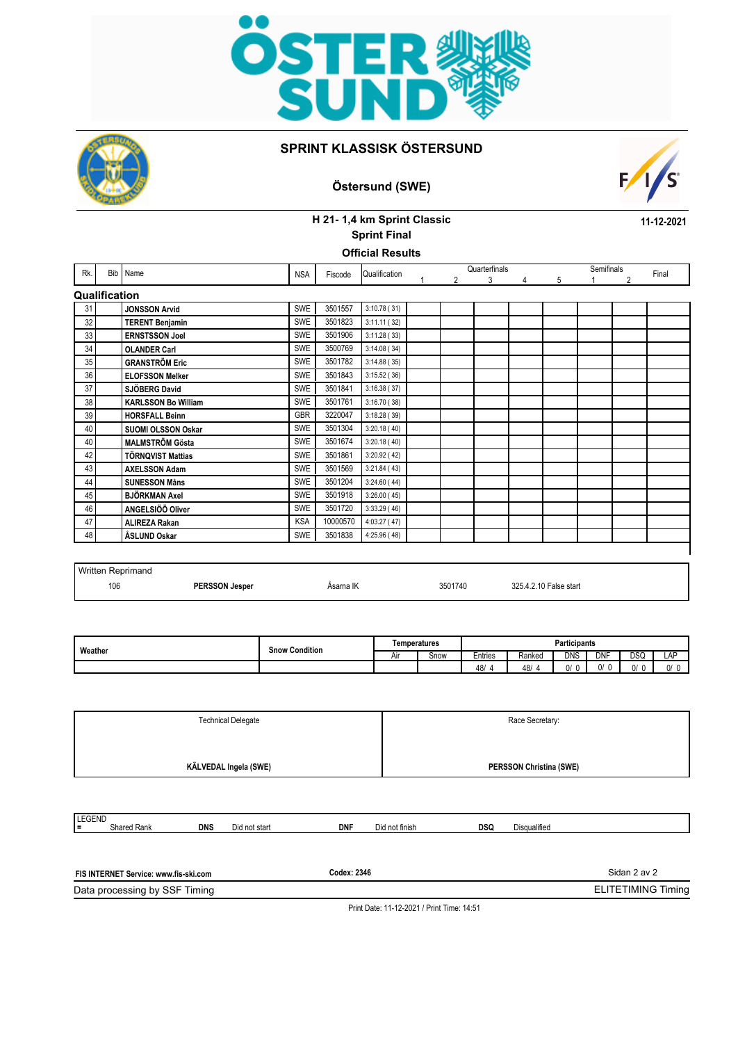## SPRINT KLASSISK ÖSTERSUND

### Östersund (SWE)

### H 21- 1,4 km Sprint Classic
### Sprint Final
### Official Results

11-12-2021

| Rk. | Bib | Name | NSA | Fiscode | Qualification | Quarterfinals 1 | 2 | 3 | 4 | 5 | Semifinals 1 | 2 | Final |
|---|---|---|---|---|---|---|---|---|---|---|---|---|---|
| **Qualification** | | | | | | | | | | | | | |
| 31 | | **JONSSON Arvid** | SWE | 3501557 | 3:10.78 ( 31) | | | | | | | | |
| 32 | | **TERENT Benjamin** | SWE | 3501823 | 3:11.11 ( 32) | | | | | | | | |
| 33 | | **ERNSTSSON Joel** | SWE | 3501906 | 3:11.28 ( 33) | | | | | | | | |
| 34 | | **OLANDER Carl** | SWE | 3500769 | 3:14.08 ( 34) | | | | | | | | |
| 35 | | **GRANSTRÖM Eric** | SWE | 3501782 | 3:14.88 ( 35) | | | | | | | | |
| 36 | | **ELOFSSON Melker** | SWE | 3501843 | 3:15.52 ( 36) | | | | | | | | |
| 37 | | **SJÖBERG David** | SWE | 3501841 | 3:16.38 ( 37) | | | | | | | | |
| 38 | | **KARLSSON Bo William** | SWE | 3501761 | 3:16.70 ( 38) | | | | | | | | |
| 39 | | **HORSFALL Beinn** | GBR | 3220047 | 3:18.28 ( 39) | | | | | | | | |
| 40 | | **SUOMI OLSSON Oskar** | SWE | 3501304 | 3:20.18 ( 40) | | | | | | | | |
| 40 | | **MALMSTRÖM Gösta** | SWE | 3501674 | 3:20.18 ( 40) | | | | | | | | |
| 42 | | **TÖRNQVIST Mattias** | SWE | 3501861 | 3:20.92 ( 42) | | | | | | | | |
| 43 | | **AXELSSON Adam** | SWE | 3501569 | 3:21.84 ( 43) | | | | | | | | |
| 44 | | **SUNESSON Måns** | SWE | 3501204 | 3:24.60 ( 44) | | | | | | | | |
| 45 | | **BJÖRKMAN Axel** | SWE | 3501918 | 3:26.00 ( 45) | | | | | | | | |
| 46 | | **ANGELSIÖÖ Oliver** | SWE | 3501720 | 3:33.29 ( 46) | | | | | | | | |
| 47 | | **ALIREZA Rakan** | KSA | 10000570 | 4:03.27 ( 47) | | | | | | | | |
| 48 | | **ÅSLUND Oskar** | SWE | 3501838 | 4:25.96 ( 48) | | | | | | | | |

Written Reprimand

| | | | | |
|---|---|---|---|---|
| 106 | **PERSSON Jesper** | Åsarna IK | 3501740 | 325.4.2.10 False start |

| Weather | Snow Condition | Temperatures Air | Snow | Participants Entries | Ranked | DNS | DNF | DSQ | LAP |
|---|---|---|---|---|---|---|---|---|---|
| | | | | 48/ 4 | 48/ 4 | 0/ 0 | 0/ 0 | 0/ 0 | 0/ 0 |

| Technical Delegate | Race Secretary: |
|---|---|
| **KÄLVEDAL Ingela (SWE)** | **PERSSON Christina (SWE)** |

LEGEND
= Shared Rank **DNS** Did not start **DNF** Did not finish **DSQ** Disqualified

**FIS INTERNET Service: www.fis-ski.com** **Codex: 2346**

Data processing by SSF Timing ELITETIMING Timing

Print Date: 11-12-2021 / Print Time: 14:51